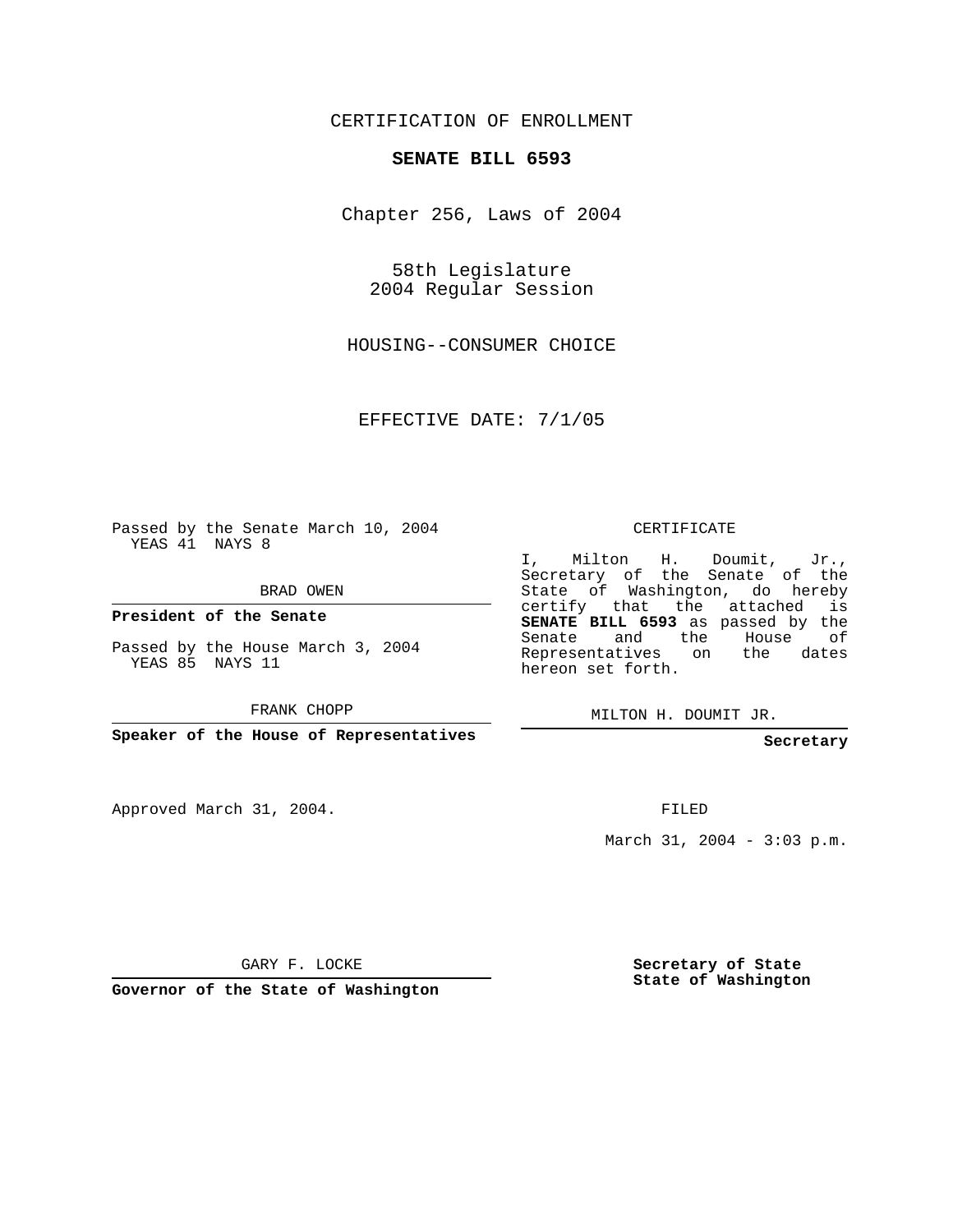CERTIFICATION OF ENROLLMENT

**SENATE BILL 6593**

Chapter 256, Laws of 2004

58th Legislature
2004 Regular Session

HOUSING--CONSUMER CHOICE

EFFECTIVE DATE: 7/1/05

Passed by the Senate March 10, 2004
YEAS 41 NAYS 8

BRAD OWEN

**President of the Senate**

Passed by the House March 3, 2004
YEAS 85 NAYS 11

FRANK CHOPP

**Speaker of the House of Representatives**

CERTIFICATE

I, Milton H. Doumit, Jr., Secretary of the Senate of the State of Washington, do hereby certify that the attached is **SENATE BILL 6593** as passed by the Senate and the House of Representatives on the dates hereon set forth.

MILTON H. DOUMIT JR.

**Secretary**

Approved March 31, 2004.

FILED

March 31, 2004 - 3:03 p.m.

GARY F. LOCKE

**Governor of the State of Washington**

**Secretary of State**
**State of Washington**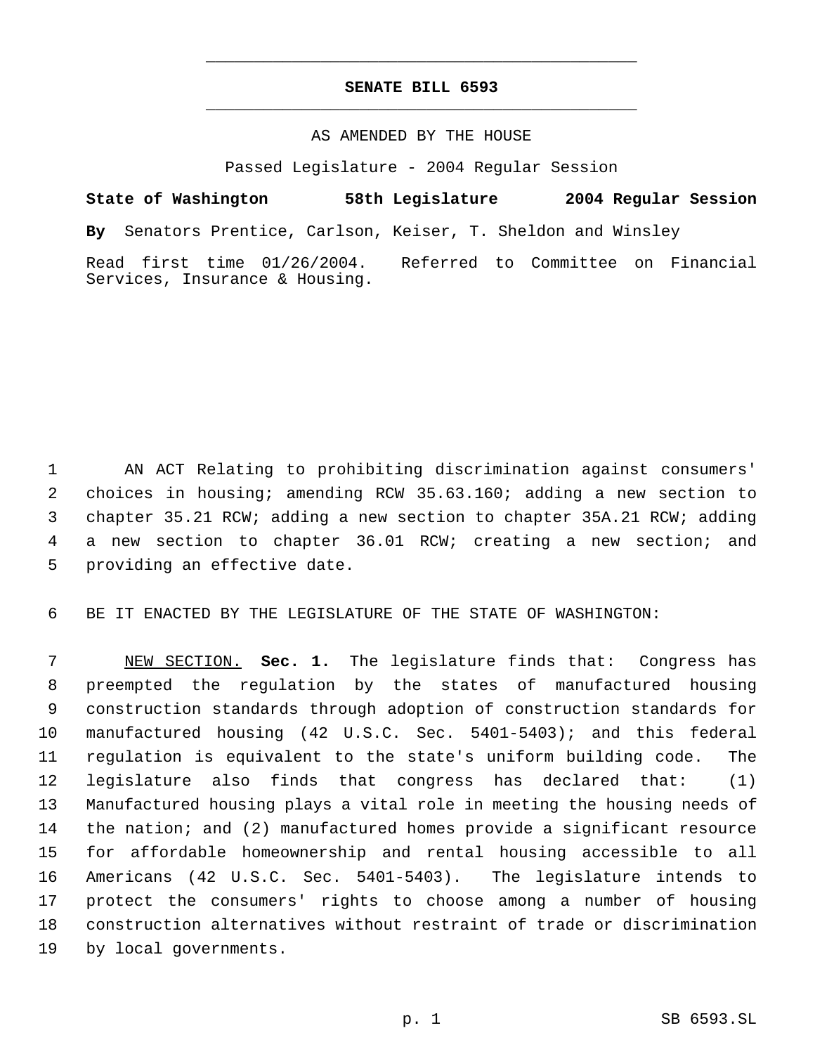# SENATE BILL 6593

AS AMENDED BY THE HOUSE

Passed Legislature - 2004 Regular Session

**State of Washington 58th Legislature 2004 Regular Session**

**By** Senators Prentice, Carlson, Keiser, T. Sheldon and Winsley

Read first time 01/26/2004. Referred to Committee on Financial Services, Insurance & Housing.

AN ACT Relating to prohibiting discrimination against consumers' choices in housing; amending RCW 35.63.160; adding a new section to chapter 35.21 RCW; adding a new section to chapter 35A.21 RCW; adding a new section to chapter 36.01 RCW; creating a new section; and providing an effective date.

BE IT ENACTED BY THE LEGISLATURE OF THE STATE OF WASHINGTON:

NEW SECTION. **Sec. 1.** The legislature finds that: Congress has preempted the regulation by the states of manufactured housing construction standards through adoption of construction standards for manufactured housing (42 U.S.C. Sec. 5401-5403); and this federal regulation is equivalent to the state's uniform building code. The legislature also finds that congress has declared that: (1) Manufactured housing plays a vital role in meeting the housing needs of the nation; and (2) manufactured homes provide a significant resource for affordable homeownership and rental housing accessible to all Americans (42 U.S.C. Sec. 5401-5403). The legislature intends to protect the consumers' rights to choose among a number of housing construction alternatives without restraint of trade or discrimination by local governments.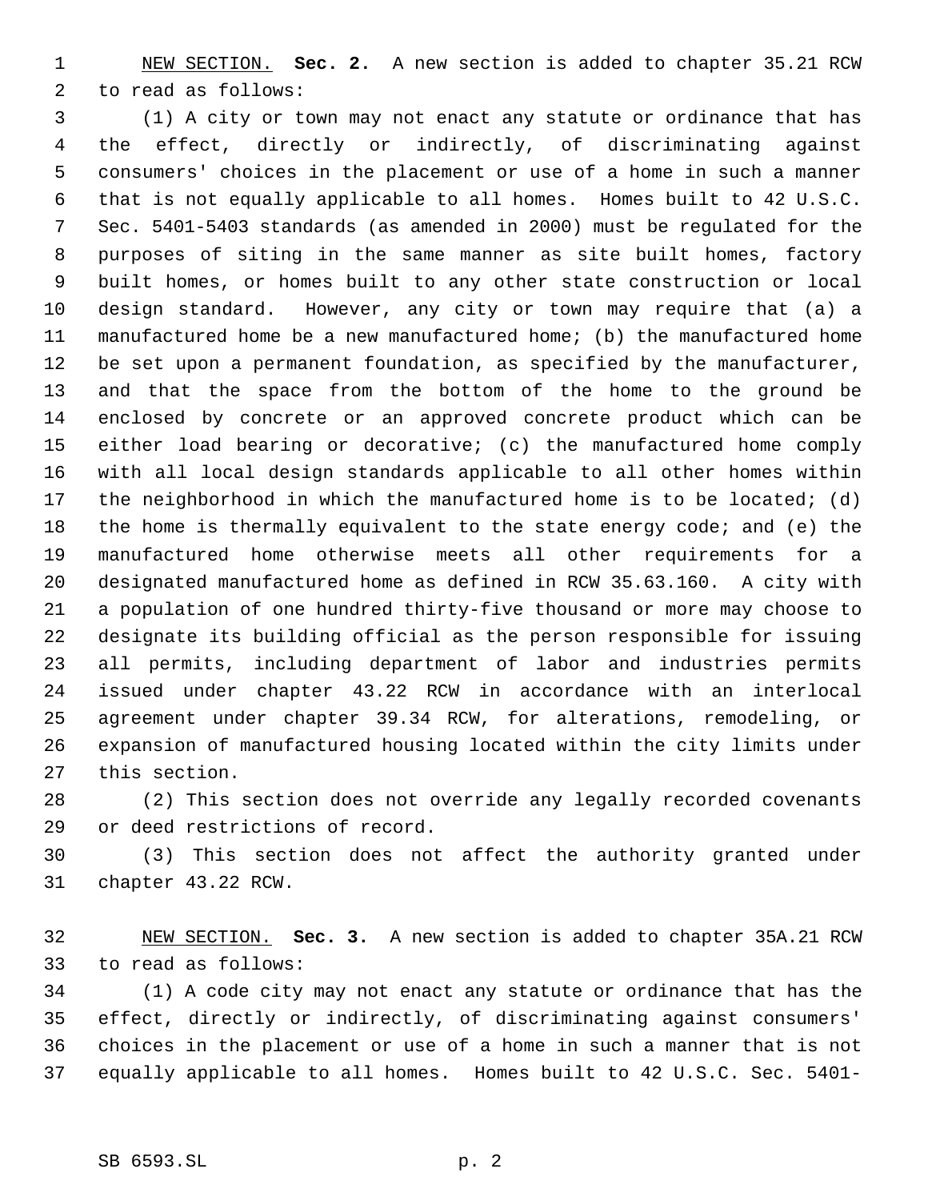NEW SECTION. **Sec. 2.** A new section is added to chapter 35.21 RCW to read as follows:

(1) A city or town may not enact any statute or ordinance that has the effect, directly or indirectly, of discriminating against consumers' choices in the placement or use of a home in such a manner that is not equally applicable to all homes. Homes built to 42 U.S.C. Sec. 5401-5403 standards (as amended in 2000) must be regulated for the purposes of siting in the same manner as site built homes, factory built homes, or homes built to any other state construction or local design standard. However, any city or town may require that (a) a manufactured home be a new manufactured home; (b) the manufactured home be set upon a permanent foundation, as specified by the manufacturer, and that the space from the bottom of the home to the ground be enclosed by concrete or an approved concrete product which can be either load bearing or decorative; (c) the manufactured home comply with all local design standards applicable to all other homes within the neighborhood in which the manufactured home is to be located; (d) the home is thermally equivalent to the state energy code; and (e) the manufactured home otherwise meets all other requirements for a designated manufactured home as defined in RCW 35.63.160. A city with a population of one hundred thirty-five thousand or more may choose to designate its building official as the person responsible for issuing all permits, including department of labor and industries permits issued under chapter 43.22 RCW in accordance with an interlocal agreement under chapter 39.34 RCW, for alterations, remodeling, or expansion of manufactured housing located within the city limits under this section.

(2) This section does not override any legally recorded covenants or deed restrictions of record.

(3) This section does not affect the authority granted under chapter 43.22 RCW.

NEW SECTION. **Sec. 3.** A new section is added to chapter 35A.21 RCW to read as follows:

(1) A code city may not enact any statute or ordinance that has the effect, directly or indirectly, of discriminating against consumers' choices in the placement or use of a home in such a manner that is not equally applicable to all homes. Homes built to 42 U.S.C. Sec. 5401-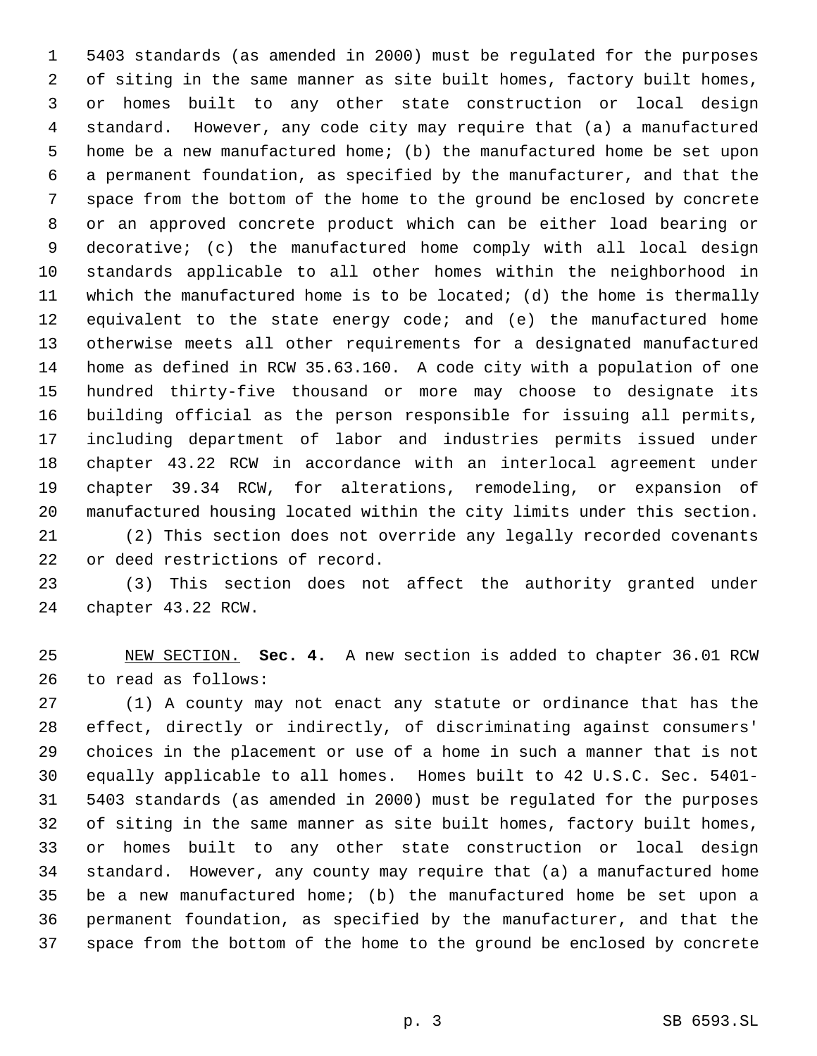5403 standards (as amended in 2000) must be regulated for the purposes of siting in the same manner as site built homes, factory built homes, or homes built to any other state construction or local design standard. However, any code city may require that (a) a manufactured home be a new manufactured home; (b) the manufactured home be set upon a permanent foundation, as specified by the manufacturer, and that the space from the bottom of the home to the ground be enclosed by concrete or an approved concrete product which can be either load bearing or decorative; (c) the manufactured home comply with all local design standards applicable to all other homes within the neighborhood in which the manufactured home is to be located; (d) the home is thermally equivalent to the state energy code; and (e) the manufactured home otherwise meets all other requirements for a designated manufactured home as defined in RCW 35.63.160. A code city with a population of one hundred thirty-five thousand or more may choose to designate its building official as the person responsible for issuing all permits, including department of labor and industries permits issued under chapter 43.22 RCW in accordance with an interlocal agreement under chapter 39.34 RCW, for alterations, remodeling, or expansion of manufactured housing located within the city limits under this section.

(2) This section does not override any legally recorded covenants or deed restrictions of record.

(3) This section does not affect the authority granted under chapter 43.22 RCW.

NEW SECTION. **Sec. 4.** A new section is added to chapter 36.01 RCW to read as follows:

(1) A county may not enact any statute or ordinance that has the effect, directly or indirectly, of discriminating against consumers' choices in the placement or use of a home in such a manner that is not equally applicable to all homes. Homes built to 42 U.S.C. Sec. 5401-5403 standards (as amended in 2000) must be regulated for the purposes of siting in the same manner as site built homes, factory built homes, or homes built to any other state construction or local design standard. However, any county may require that (a) a manufactured home be a new manufactured home; (b) the manufactured home be set upon a permanent foundation, as specified by the manufacturer, and that the space from the bottom of the home to the ground be enclosed by concrete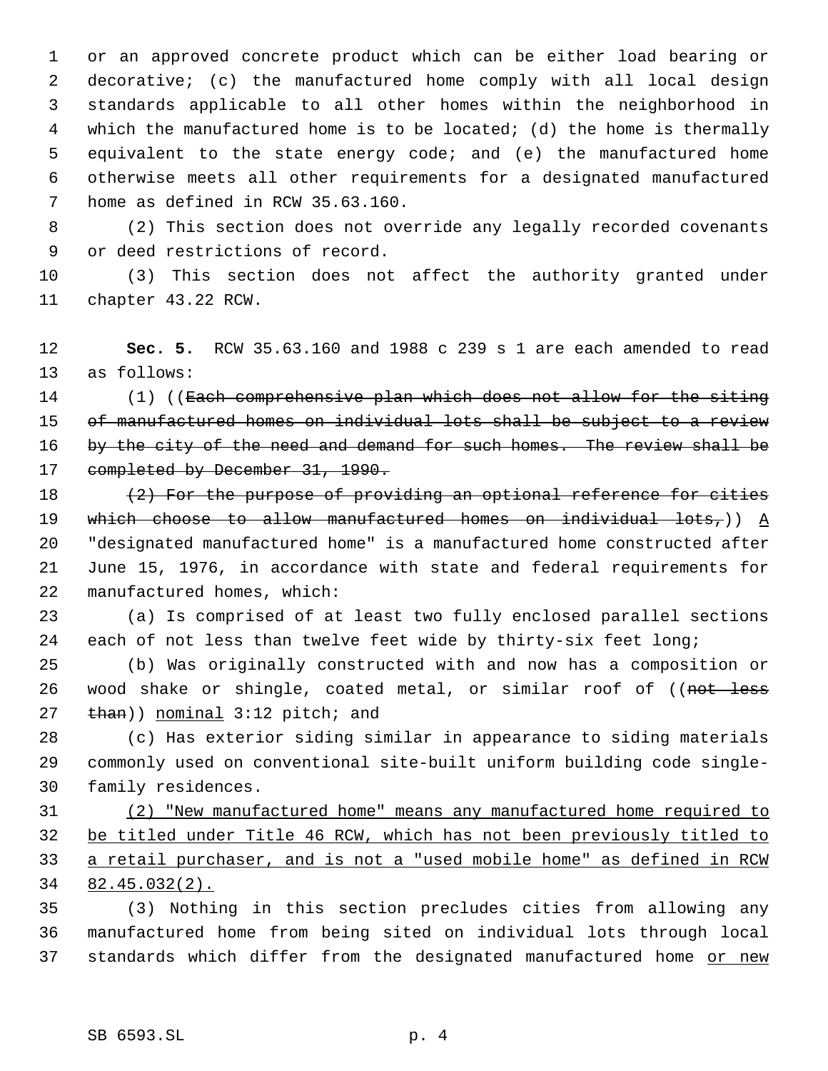or an approved concrete product which can be either load bearing or decorative; (c) the manufactured home comply with all local design standards applicable to all other homes within the neighborhood in which the manufactured home is to be located; (d) the home is thermally equivalent to the state energy code; and (e) the manufactured home otherwise meets all other requirements for a designated manufactured home as defined in RCW 35.63.160.

(2) This section does not override any legally recorded covenants or deed restrictions of record.

(3) This section does not affect the authority granted under chapter 43.22 RCW.

**Sec. 5.** RCW 35.63.160 and 1988 c 239 s 1 are each amended to read as follows:

(1) ((~~Each comprehensive plan which does not allow for the siting of manufactured homes on individual lots shall be subject to a review by the city of the need and demand for such homes. The review shall be completed by December 31, 1990.~~

~~(2) For the purpose of providing an optional reference for cities which choose to allow manufactured homes on individual lots,~~)) <u>A</u> "designated manufactured home" is a manufactured home constructed after June 15, 1976, in accordance with state and federal requirements for manufactured homes, which:

(a) Is comprised of at least two fully enclosed parallel sections each of not less than twelve feet wide by thirty-six feet long;

(b) Was originally constructed with and now has a composition or wood shake or shingle, coated metal, or similar roof of ((~~not less than~~)) <u>nominal</u> 3:12 pitch; and

(c) Has exterior siding similar in appearance to siding materials commonly used on conventional site-built uniform building code single-family residences.

<u>(2) "New manufactured home" means any manufactured home required to be titled under Title 46 RCW, which has not been previously titled to a retail purchaser, and is not a "used mobile home" as defined in RCW 82.45.032(2).</u>

(3) Nothing in this section precludes cities from allowing any manufactured home from being sited on individual lots through local standards which differ from the designated manufactured home <u>or new</u>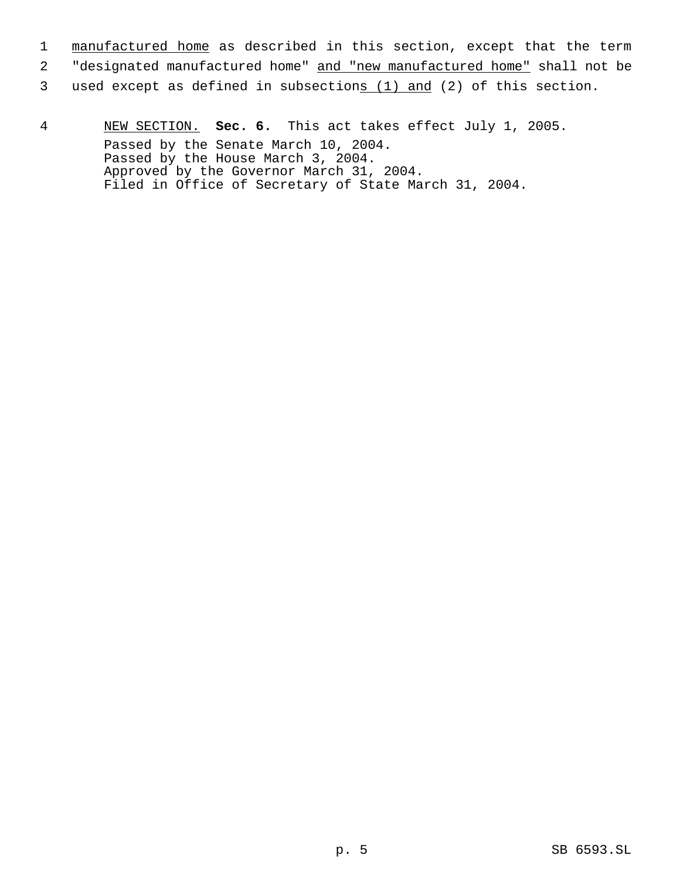manufactured home as described in this section, except that the term "designated manufactured home" and "new manufactured home" shall not be used except as defined in subsections (1) and (2) of this section.

NEW SECTION. **Sec. 6.** This act takes effect July 1, 2005.

Passed by the Senate March 10, 2004.
Passed by the House March 3, 2004.
Approved by the Governor March 31, 2004.
Filed in Office of Secretary of State March 31, 2004.